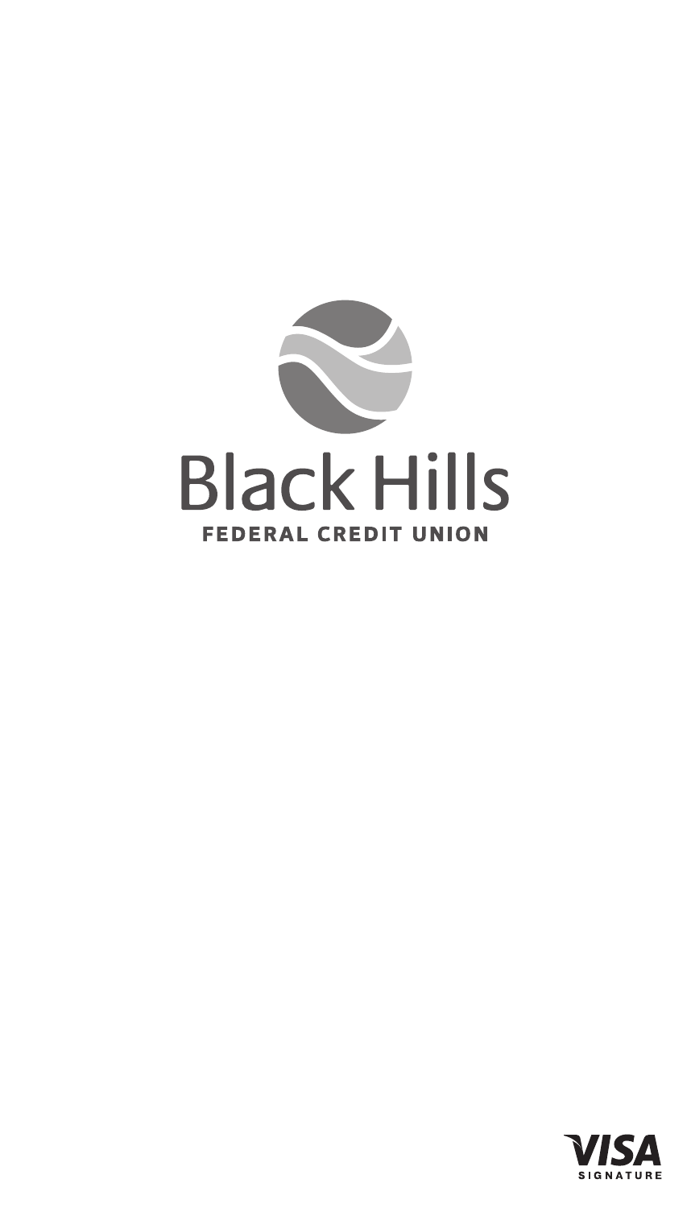# Black Hills

**FEDERAL CREDIT UNION**

VISA SIGNATURE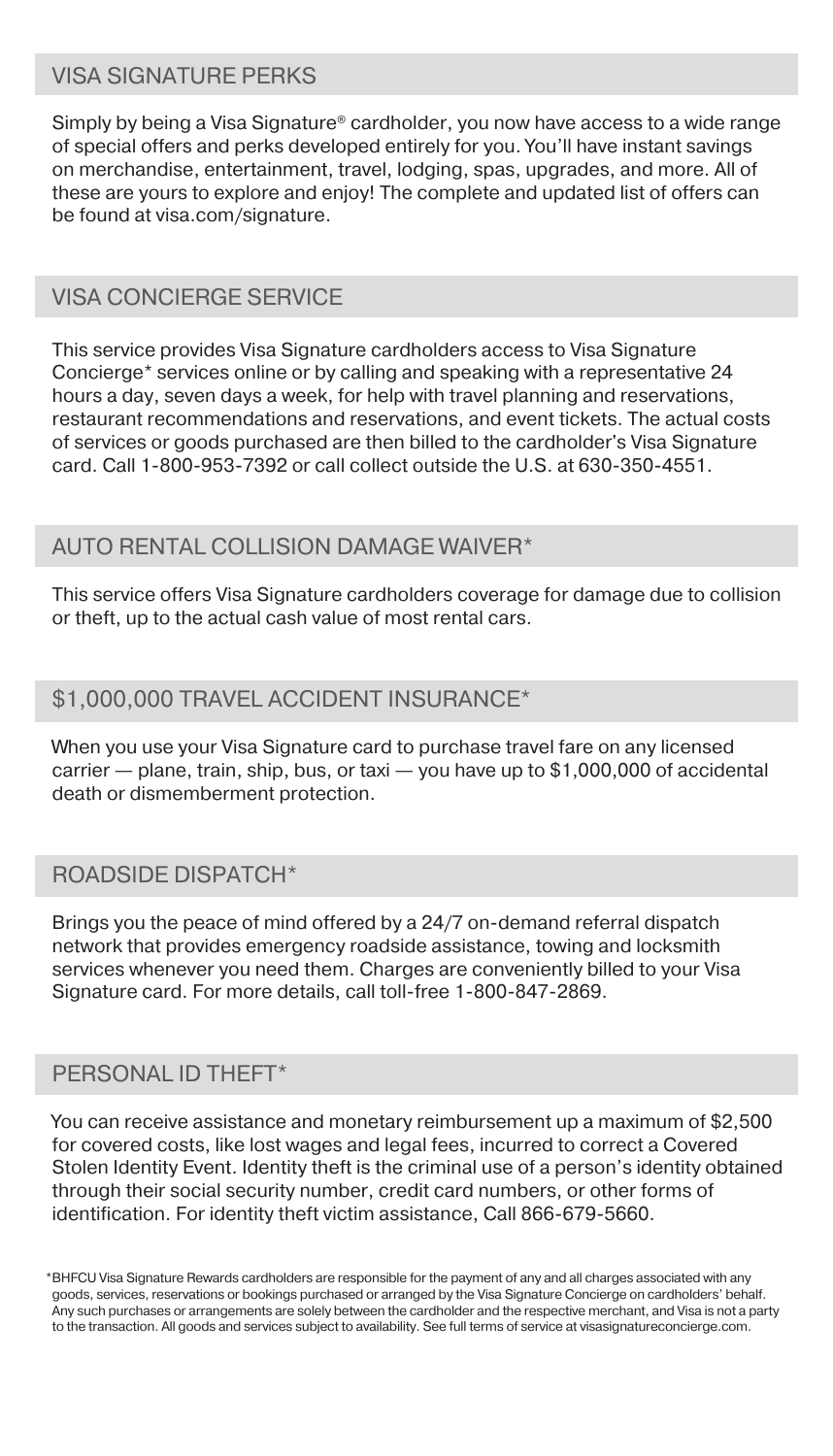## VISA SIGNATURE PERKS

Simply by being a Visa Signature® cardholder, you now have access to a wide range of special offers and perks developed entirely for you. You'll have instant savings on merchandise, entertainment, travel, lodging, spas, upgrades, and more. All of these are yours to explore and enjoy! The complete and updated list of offers can be found at visa.com/signature.

## VISA CONCIERGE SERVICE

This service provides Visa Signature cardholders access to Visa Signature Concierge* services online or by calling and speaking with a representative 24 hours a day, seven days a week, for help with travel planning and reservations, restaurant recommendations and reservations, and event tickets. The actual costs of services or goods purchased are then billed to the cardholder's Visa Signature card. Call 1-800-953-7392 or call collect outside the U.S. at 630-350-4551.

## AUTO RENTAL COLLISION DAMAGE WAIVER*

This service offers Visa Signature cardholders coverage for damage due to collision or theft, up to the actual cash value of most rental cars.

## $1,000,000 TRAVEL ACCIDENT INSURANCE*

When you use your Visa Signature card to purchase travel fare on any licensed carrier — plane, train, ship, bus, or taxi — you have up to $1,000,000 of accidental death or dismemberment protection.

## ROADSIDE DISPATCH*

Brings you the peace of mind offered by a 24/7 on-demand referral dispatch network that provides emergency roadside assistance, towing and locksmith services whenever you need them. Charges are conveniently billed to your Visa Signature card. For more details, call toll-free 1-800-847-2869.

## PERSONAL ID THEFT*

You can receive assistance and monetary reimbursement up a maximum of $2,500 for covered costs, like lost wages and legal fees, incurred to correct a Covered Stolen Identity Event. Identity theft is the criminal use of a person's identity obtained through their social security number, credit card numbers, or other forms of identification. For identity theft victim assistance, Call 866-679-5660.

*BHFCU Visa Signature Rewards cardholders are responsible for the payment of any and all charges associated with any goods, services, reservations or bookings purchased or arranged by the Visa Signature Concierge on cardholders' behalf. Any such purchases or arrangements are solely between the cardholder and the respective merchant, and Visa is not a party to the transaction. All goods and services subject to availability. See full terms of service at visasignatureconcierge.com.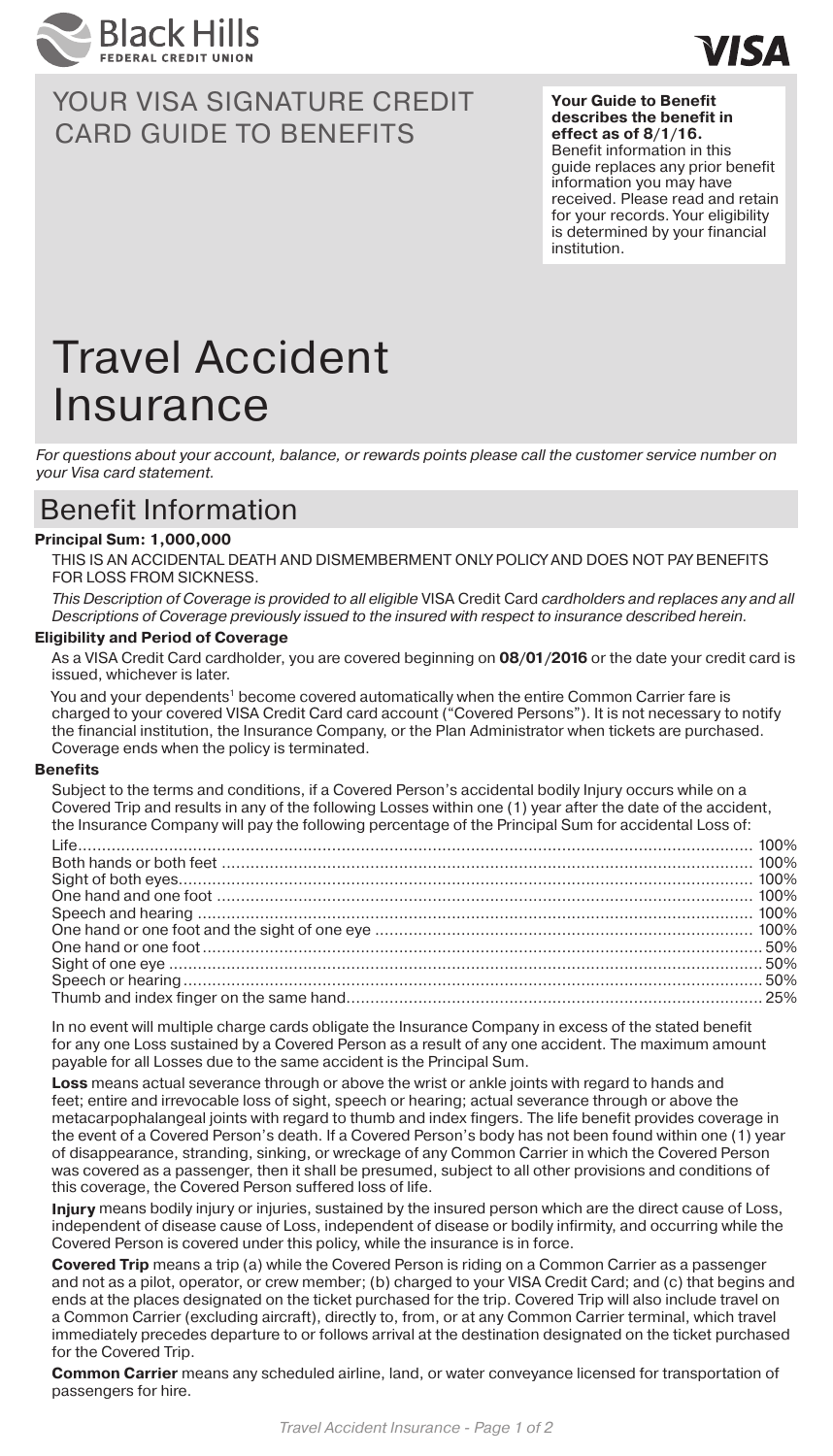Black Hills FEDERAL CREDIT UNION

VISA

# YOUR VISA SIGNATURE CREDIT CARD GUIDE TO BENEFITS

**Your Guide to Benefit describes the benefit in effect as of 8/1/16.** Benefit information in this guide replaces any prior benefit information you may have received. Please read and retain for your records. Your eligibility is determined by your financial institution.

# Travel Accident Insurance

*For questions about your account, balance, or rewards points please call the customer service number on your Visa card statement.*

## Benefit Information

**Principal Sum: 1,000,000**

THIS IS AN ACCIDENTAL DEATH AND DISMEMBERMENT ONLY POLICY AND DOES NOT PAY BENEFITS FOR LOSS FROM SICKNESS.

*This Description of Coverage is provided to all eligible* VISA Credit Card *cardholders and replaces any and all Descriptions of Coverage previously issued to the insured with respect to insurance described herein.*

**Eligibility and Period of Coverage**

As a VISA Credit Card cardholder, you are covered beginning on **08/01/2016** or the date your credit card is issued, whichever is later.

You and your dependents[1] become covered automatically when the entire Common Carrier fare is charged to your covered VISA Credit Card card account ("Covered Persons"). It is not necessary to notify the financial institution, the Insurance Company, or the Plan Administrator when tickets are purchased. Coverage ends when the policy is terminated.

**Benefits**

Subject to the terms and conditions, if a Covered Person's accidental bodily Injury occurs while on a Covered Trip and results in any of the following Losses within one (1) year after the date of the accident, the Insurance Company will pay the following percentage of the Principal Sum for accidental Loss of:

| Loss | Percentage |
|---|---|
| Life | 100% |
| Both hands or both feet | 100% |
| Sight of both eyes | 100% |
| One hand and one foot | 100% |
| Speech and hearing | 100% |
| One hand or one foot and the sight of one eye | 100% |
| One hand or one foot | 50% |
| Sight of one eye | 50% |
| Speech or hearing | 50% |
| Thumb and index finger on the same hand | 25% |

In no event will multiple charge cards obligate the Insurance Company in excess of the stated benefit for any one Loss sustained by a Covered Person as a result of any one accident. The maximum amount payable for all Losses due to the same accident is the Principal Sum.

**Loss** means actual severance through or above the wrist or ankle joints with regard to hands and feet; entire and irrevocable loss of sight, speech or hearing; actual severance through or above the metacarpophalangeal joints with regard to thumb and index fingers. The life benefit provides coverage in the event of a Covered Person's death. If a Covered Person's body has not been found within one (1) year of disappearance, stranding, sinking, or wreckage of any Common Carrier in which the Covered Person was covered as a passenger, then it shall be presumed, subject to all other provisions and conditions of this coverage, the Covered Person suffered loss of life.

**Injury** means bodily injury or injuries, sustained by the insured person which are the direct cause of Loss, independent of disease cause of Loss, independent of disease or bodily infirmity, and occurring while the Covered Person is covered under this policy, while the insurance is in force.

**Covered Trip** means a trip (a) while the Covered Person is riding on a Common Carrier as a passenger and not as a pilot, operator, or crew member; (b) charged to your VISA Credit Card; and (c) that begins and ends at the places designated on the ticket purchased for the trip. Covered Trip will also include travel on a Common Carrier (excluding aircraft), directly to, from, or at any Common Carrier terminal, which travel immediately precedes departure to or follows arrival at the destination designated on the ticket purchased for the Covered Trip.

**Common Carrier** means any scheduled airline, land, or water conveyance licensed for transportation of passengers for hire.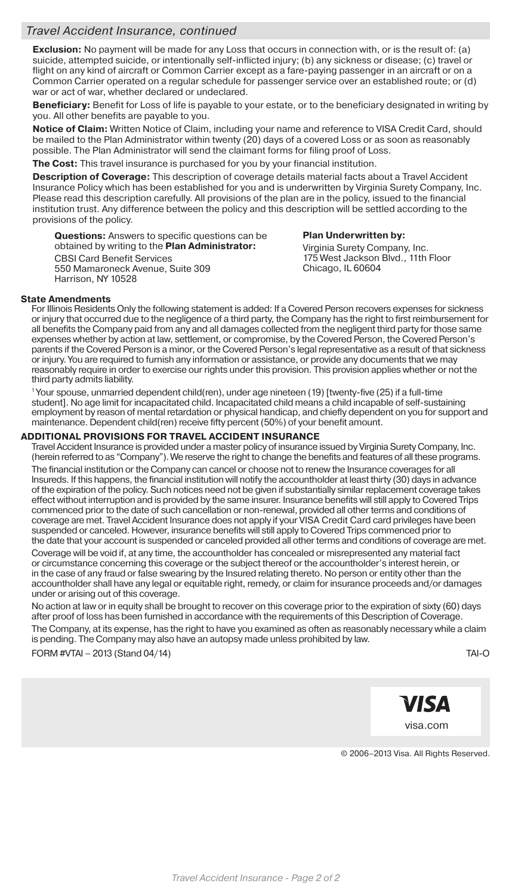## Travel Accident Insurance, continued

**Exclusion:** No payment will be made for any Loss that occurs in connection with, or is the result of: (a) suicide, attempted suicide, or intentionally self-inflicted injury; (b) any sickness or disease; (c) travel or flight on any kind of aircraft or Common Carrier except as a fare-paying passenger in an aircraft or on a Common Carrier operated on a regular schedule for passenger service over an established route; or (d) war or act of war, whether declared or undeclared.

**Beneficiary:** Benefit for Loss of life is payable to your estate, or to the beneficiary designated in writing by you. All other benefits are payable to you.

**Notice of Claim:** Written Notice of Claim, including your name and reference to VISA Credit Card, should be mailed to the Plan Administrator within twenty (20) days of a covered Loss or as soon as reasonably possible. The Plan Administrator will send the claimant forms for filing proof of Loss.

**The Cost:** This travel insurance is purchased for you by your financial institution.

**Description of Coverage:** This description of coverage details material facts about a Travel Accident Insurance Policy which has been established for you and is underwritten by Virginia Surety Company, Inc. Please read this description carefully. All provisions of the plan are in the policy, issued to the financial institution trust. Any difference between the policy and this description will be settled according to the provisions of the policy.

**Questions:** Answers to specific questions can be obtained by writing to the **Plan Administrator:**
CBSI Card Benefit Services
550 Mamaroneck Avenue, Suite 309
Harrison, NY 10528

**Plan Underwritten by:**
Virginia Surety Company, Inc.
175 West Jackson Blvd., 11th Floor
Chicago, IL 60604

### State Amendments

For Illinois Residents Only the following statement is added: If a Covered Person recovers expenses for sickness or injury that occurred due to the negligence of a third party, the Company has the right to first reimbursement for all benefits the Company paid from any and all damages collected from the negligent third party for those same expenses whether by action at law, settlement, or compromise, by the Covered Person, the Covered Person's parents if the Covered Person is a minor, or the Covered Person's legal representative as a result of that sickness or injury. You are required to furnish any information or assistance, or provide any documents that we may reasonably require in order to exercise our rights under this provision. This provision applies whether or not the third party admits liability.

[1] Your spouse, unmarried dependent child(ren), under age nineteen (19) [twenty-five (25) if a full-time student]. No age limit for incapacitated child. Incapacitated child means a child incapable of self-sustaining employment by reason of mental retardation or physical handicap, and chiefly dependent on you for support and maintenance. Dependent child(ren) receive fifty percent (50%) of your benefit amount.

### ADDITIONAL PROVISIONS FOR TRAVEL ACCIDENT INSURANCE

Travel Accident Insurance is provided under a master policy of insurance issued by Virginia Surety Company, Inc. (herein referred to as "Company"). We reserve the right to change the benefits and features of all these programs.

The financial institution or the Company can cancel or choose not to renew the Insurance coverages for all Insureds. If this happens, the financial institution will notify the accountholder at least thirty (30) days in advance of the expiration of the policy. Such notices need not be given if substantially similar replacement coverage takes effect without interruption and is provided by the same insurer. Insurance benefits will still apply to Covered Trips commenced prior to the date of such cancellation or non-renewal, provided all other terms and conditions of coverage are met. Travel Accident Insurance does not apply if your VISA Credit Card card privileges have been suspended or canceled. However, insurance benefits will still apply to Covered Trips commenced prior to the date that your account is suspended or canceled provided all other terms and conditions of coverage are met.

Coverage will be void if, at any time, the accountholder has concealed or misrepresented any material fact or circumstance concerning this coverage or the subject thereof or the accountholder's interest herein, or in the case of any fraud or false swearing by the Insured relating thereto. No person or entity other than the accountholder shall have any legal or equitable right, remedy, or claim for insurance proceeds and/or damages under or arising out of this coverage.

No action at law or in equity shall be brought to recover on this coverage prior to the expiration of sixty (60) days after proof of loss has been furnished in accordance with the requirements of this Description of Coverage.

The Company, at its expense, has the right to have you examined as often as reasonably necessary while a claim is pending. The Company may also have an autopsy made unless prohibited by law.

FORM #VTAI – 2013 (Stand 04/14) TAI-O

VISA
visa.com

© 2006–2013 Visa. All Rights Reserved.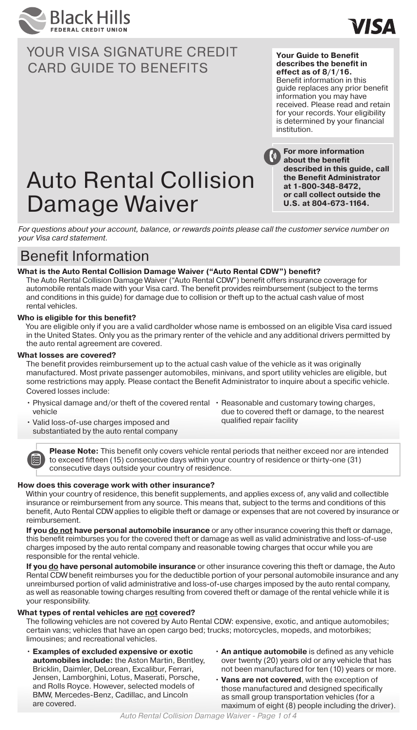Black Hills FEDERAL CREDIT UNION

VISA

# YOUR VISA SIGNATURE CREDIT CARD GUIDE TO BENEFITS

**Your Guide to Benefit describes the benefit in effect as of 8/1/16.** Benefit information in this guide replaces any prior benefit information you may have received. Please read and retain for your records. Your eligibility is determined by your financial institution.

# Auto Rental Collision Damage Waiver

**For more information about the benefit described in this guide, call the Benefit Administrator at 1-800-348-8472, or call collect outside the U.S. at 804-673-1164.**

*For questions about your account, balance, or rewards points please call the customer service number on your Visa card statement.*

## Benefit Information

**What is the Auto Rental Collision Damage Waiver ("Auto Rental CDW") benefit?**

The Auto Rental Collision Damage Waiver ("Auto Rental CDW") benefit offers insurance coverage for automobile rentals made with your Visa card. The benefit provides reimbursement (subject to the terms and conditions in this guide) for damage due to collision or theft up to the actual cash value of most rental vehicles.

**Who is eligible for this benefit?**

You are eligible only if you are a valid cardholder whose name is embossed on an eligible Visa card issued in the United States. Only you as the primary renter of the vehicle and any additional drivers permitted by the auto rental agreement are covered.

**What losses are covered?**

The benefit provides reimbursement up to the actual cash value of the vehicle as it was originally manufactured. Most private passenger automobiles, minivans, and sport utility vehicles are eligible, but some restrictions may apply. Please contact the Benefit Administrator to inquire about a specific vehicle. Covered losses include:

- Physical damage and/or theft of the covered rental vehicle
- Valid loss-of-use charges imposed and substantiated by the auto rental company
- Reasonable and customary towing charges, due to covered theft or damage, to the nearest qualified repair facility

**Please Note:** This benefit only covers vehicle rental periods that neither exceed nor are intended to exceed fifteen (15) consecutive days within your country of residence or thirty-one (31) consecutive days outside your country of residence.

**How does this coverage work with other insurance?**

Within your country of residence, this benefit supplements, and applies excess of, any valid and collectible insurance or reimbursement from any source. This means that, subject to the terms and conditions of this benefit, Auto Rental CDW applies to eligible theft or damage or expenses that are not covered by insurance or reimbursement.

**If you do not have personal automobile insurance** or any other insurance covering this theft or damage, this benefit reimburses you for the covered theft or damage as well as valid administrative and loss-of-use charges imposed by the auto rental company and reasonable towing charges that occur while you are responsible for the rental vehicle.

**If you do have personal automobile insurance** or other insurance covering this theft or damage, the Auto Rental CDW benefit reimburses you for the deductible portion of your personal automobile insurance and any unreimbursed portion of valid administrative and loss-of-use charges imposed by the auto rental company, as well as reasonable towing charges resulting from covered theft or damage of the rental vehicle while it is your responsibility.

**What types of rental vehicles are not covered?**

The following vehicles are not covered by Auto Rental CDW: expensive, exotic, and antique automobiles; certain vans; vehicles that have an open cargo bed; trucks; motorcycles, mopeds, and motorbikes; limousines; and recreational vehicles.

- **Examples of excluded expensive or exotic automobiles include:** the Aston Martin, Bentley, Bricklin, Daimler, DeLorean, Excalibur, Ferrari, Jensen, Lamborghini, Lotus, Maserati, Porsche, and Rolls Royce. However, selected models of BMW, Mercedes-Benz, Cadillac, and Lincoln are covered.
- **An antique automobile** is defined as any vehicle over twenty (20) years old or any vehicle that has not been manufactured for ten (10) years or more.
- **Vans are not covered**, with the exception of those manufactured and designed specifically as small group transportation vehicles (for a maximum of eight (8) people including the driver).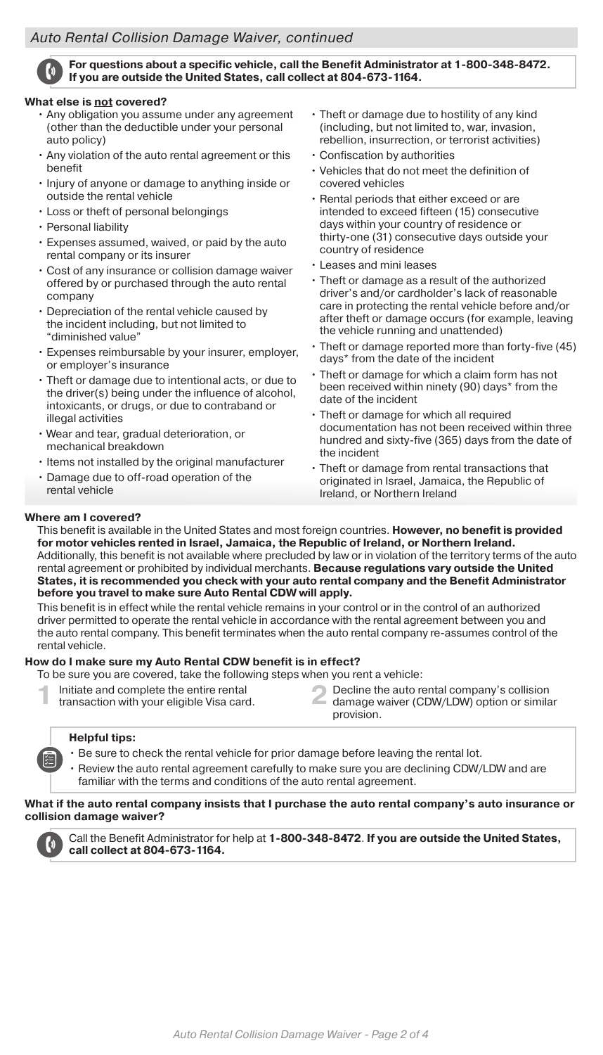## Auto Rental Collision Damage Waiver, continued

**For questions about a specific vehicle, call the Benefit Administrator at 1-800-348-8472. If you are outside the United States, call collect at 804-673-1164.**

### What else is not covered?

- Any obligation you assume under any agreement (other than the deductible under your personal auto policy)
- Any violation of the auto rental agreement or this benefit
- Injury of anyone or damage to anything inside or outside the rental vehicle
- Loss or theft of personal belongings
- Personal liability
- Expenses assumed, waived, or paid by the auto rental company or its insurer
- Cost of any insurance or collision damage waiver offered by or purchased through the auto rental company
- Depreciation of the rental vehicle caused by the incident including, but not limited to "diminished value"
- Expenses reimbursable by your insurer, employer, or employer's insurance
- Theft or damage due to intentional acts, or due to the driver(s) being under the influence of alcohol, intoxicants, or drugs, or due to contraband or illegal activities
- Wear and tear, gradual deterioration, or mechanical breakdown
- Items not installed by the original manufacturer
- Damage due to off-road operation of the rental vehicle
- Theft or damage due to hostility of any kind (including, but not limited to, war, invasion, rebellion, insurrection, or terrorist activities)
- Confiscation by authorities
- Vehicles that do not meet the definition of covered vehicles
- Rental periods that either exceed or are intended to exceed fifteen (15) consecutive days within your country of residence or thirty-one (31) consecutive days outside your country of residence
- Leases and mini leases
- Theft or damage as a result of the authorized driver's and/or cardholder's lack of reasonable care in protecting the rental vehicle before and/or after theft or damage occurs (for example, leaving the vehicle running and unattended)
- Theft or damage reported more than forty-five (45) days* from the date of the incident
- Theft or damage for which a claim form has not been received within ninety (90) days* from the date of the incident
- Theft or damage for which all required documentation has not been received within three hundred and sixty-five (365) days from the date of the incident
- Theft or damage from rental transactions that originated in Israel, Jamaica, the Republic of Ireland, or Northern Ireland

### Where am I covered?

This benefit is available in the United States and most foreign countries. **However, no benefit is provided for motor vehicles rented in Israel, Jamaica, the Republic of Ireland, or Northern Ireland.** Additionally, this benefit is not available where precluded by law or in violation of the territory terms of the auto rental agreement or prohibited by individual merchants. **Because regulations vary outside the United States, it is recommended you check with your auto rental company and the Benefit Administrator before you travel to make sure Auto Rental CDW will apply.**

This benefit is in effect while the rental vehicle remains in your control or in the control of an authorized driver permitted to operate the rental vehicle in accordance with the rental agreement between you and the auto rental company. This benefit terminates when the auto rental company re-assumes control of the rental vehicle.

### How do I make sure my Auto Rental CDW benefit is in effect?

To be sure you are covered, take the following steps when you rent a vehicle:

1. Initiate and complete the entire rental transaction with your eligible Visa card.
2. Decline the auto rental company's collision damage waiver (CDW/LDW) option or similar provision.

**Helpful tips:**

- Be sure to check the rental vehicle for prior damage before leaving the rental lot.
- Review the auto rental agreement carefully to make sure you are declining CDW/LDW and are familiar with the terms and conditions of the auto rental agreement.

### What if the auto rental company insists that I purchase the auto rental company's auto insurance or collision damage waiver?

Call the Benefit Administrator for help at **1-800-348-8472**. **If you are outside the United States, call collect at 804-673-1164.**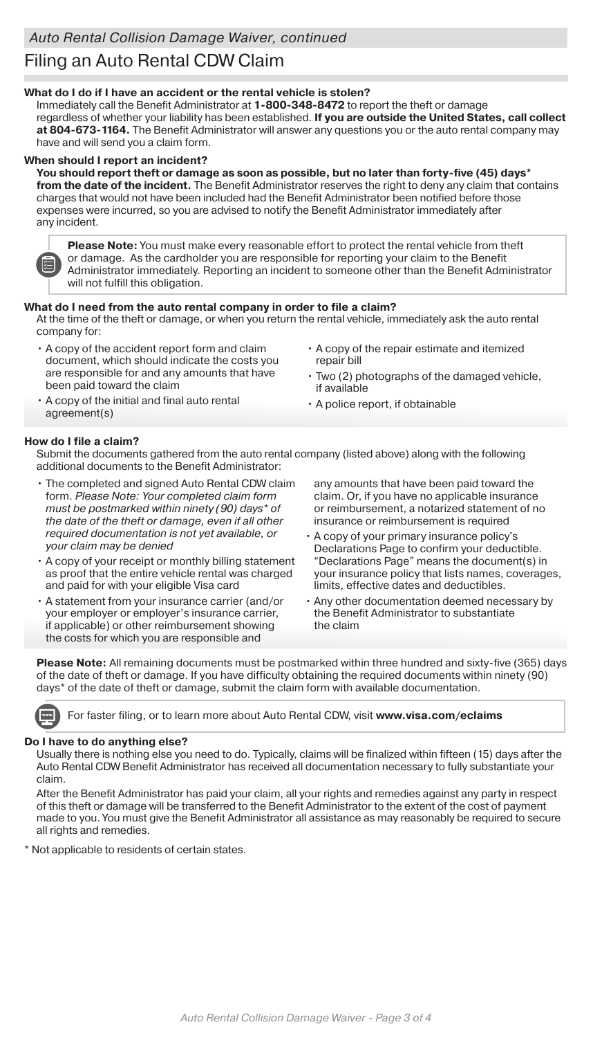*Auto Rental Collision Damage Waiver, continued*

# Filing an Auto Rental CDW Claim

### What do I do if I have an accident or the rental vehicle is stolen?

Immediately call the Benefit Administrator at **1-800-348-8472** to report the theft or damage regardless of whether your liability has been established. **If you are outside the United States, call collect at 804-673-1164.** The Benefit Administrator will answer any questions you or the auto rental company may have and will send you a claim form.

### When should I report an incident?

**You should report theft or damage as soon as possible, but no later than forty-five (45) days\* from the date of the incident.** The Benefit Administrator reserves the right to deny any claim that contains charges that would not have been included had the Benefit Administrator been notified before those expenses were incurred, so you are advised to notify the Benefit Administrator immediately after any incident.

> **Please Note:** You must make every reasonable effort to protect the rental vehicle from theft or damage. As the cardholder you are responsible for reporting your claim to the Benefit Administrator immediately. Reporting an incident to someone other than the Benefit Administrator will not fulfill this obligation.

### What do I need from the auto rental company in order to file a claim?

At the time of the theft or damage, or when you return the rental vehicle, immediately ask the auto rental company for:

- A copy of the accident report form and claim document, which should indicate the costs you are responsible for and any amounts that have been paid toward the claim
- A copy of the initial and final auto rental agreement(s)
- A copy of the repair estimate and itemized repair bill
- Two (2) photographs of the damaged vehicle, if available
- A police report, if obtainable

### How do I file a claim?

Submit the documents gathered from the auto rental company (listed above) along with the following additional documents to the Benefit Administrator:

- The completed and signed Auto Rental CDW claim form. *Please Note: Your completed claim form must be postmarked within ninety (90) days\* of the date of the theft or damage, even if all other required documentation is not yet available, or your claim may be denied*
- A copy of your receipt or monthly billing statement as proof that the entire vehicle rental was charged and paid for with your eligible Visa card
- A statement from your insurance carrier (and/or your employer or employer's insurance carrier, if applicable) or other reimbursement showing the costs for which you are responsible and any amounts that have been paid toward the claim. Or, if you have no applicable insurance or reimbursement, a notarized statement of no insurance or reimbursement is required
- A copy of your primary insurance policy's Declarations Page to confirm your deductible. "Declarations Page" means the document(s) in your insurance policy that lists names, coverages, limits, effective dates and deductibles.
- Any other documentation deemed necessary by the Benefit Administrator to substantiate the claim

**Please Note:** All remaining documents must be postmarked within three hundred and sixty-five (365) days of the date of theft or damage. If you have difficulty obtaining the required documents within ninety (90) days\* of the date of theft or damage, submit the claim form with available documentation.

> For faster filing, or to learn more about Auto Rental CDW, visit **www.visa.com/eclaims**

### Do I have to do anything else?

Usually there is nothing else you need to do. Typically, claims will be finalized within fifteen (15) days after the Auto Rental CDW Benefit Administrator has received all documentation necessary to fully substantiate your claim.

After the Benefit Administrator has paid your claim, all your rights and remedies against any party in respect of this theft or damage will be transferred to the Benefit Administrator to the extent of the cost of payment made to you. You must give the Benefit Administrator all assistance as may reasonably be required to secure all rights and remedies.

\* Not applicable to residents of certain states.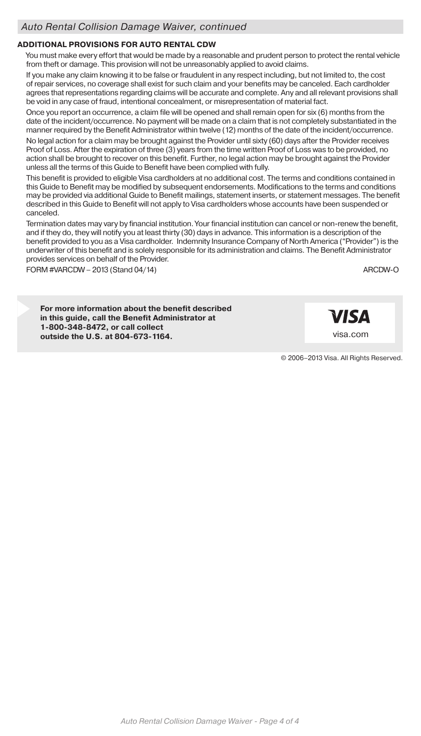*Auto Rental Collision Damage Waiver, continued*

## ADDITIONAL PROVISIONS FOR AUTO RENTAL CDW

You must make every effort that would be made by a reasonable and prudent person to protect the rental vehicle from theft or damage. This provision will not be unreasonably applied to avoid claims.

If you make any claim knowing it to be false or fraudulent in any respect including, but not limited to, the cost of repair services, no coverage shall exist for such claim and your benefits may be canceled. Each cardholder agrees that representations regarding claims will be accurate and complete. Any and all relevant provisions shall be void in any case of fraud, intentional concealment, or misrepresentation of material fact.

Once you report an occurrence, a claim file will be opened and shall remain open for six (6) months from the date of the incident/occurrence. No payment will be made on a claim that is not completely substantiated in the manner required by the Benefit Administrator within twelve (12) months of the date of the incident/occurrence.

No legal action for a claim may be brought against the Provider until sixty (60) days after the Provider receives Proof of Loss. After the expiration of three (3) years from the time written Proof of Loss was to be provided, no action shall be brought to recover on this benefit. Further, no legal action may be brought against the Provider unless all the terms of this Guide to Benefit have been complied with fully.

This benefit is provided to eligible Visa cardholders at no additional cost. The terms and conditions contained in this Guide to Benefit may be modified by subsequent endorsements. Modifications to the terms and conditions may be provided via additional Guide to Benefit mailings, statement inserts, or statement messages. The benefit described in this Guide to Benefit will not apply to Visa cardholders whose accounts have been suspended or canceled.

Termination dates may vary by financial institution. Your financial institution can cancel or non-renew the benefit, and if they do, they will notify you at least thirty (30) days in advance. This information is a description of the benefit provided to you as a Visa cardholder. Indemnity Insurance Company of North America ("Provider") is the underwriter of this benefit and is solely responsible for its administration and claims. The Benefit Administrator provides services on behalf of the Provider.

FORM #VARCDW – 2013 (Stand 04/14) ARCDW-O

**For more information about the benefit described in this guide, call the Benefit Administrator at 1-800-348-8472, or call collect outside the U.S. at 804-673-1164.**

VISA
visa.com

© 2006–2013 Visa. All Rights Reserved.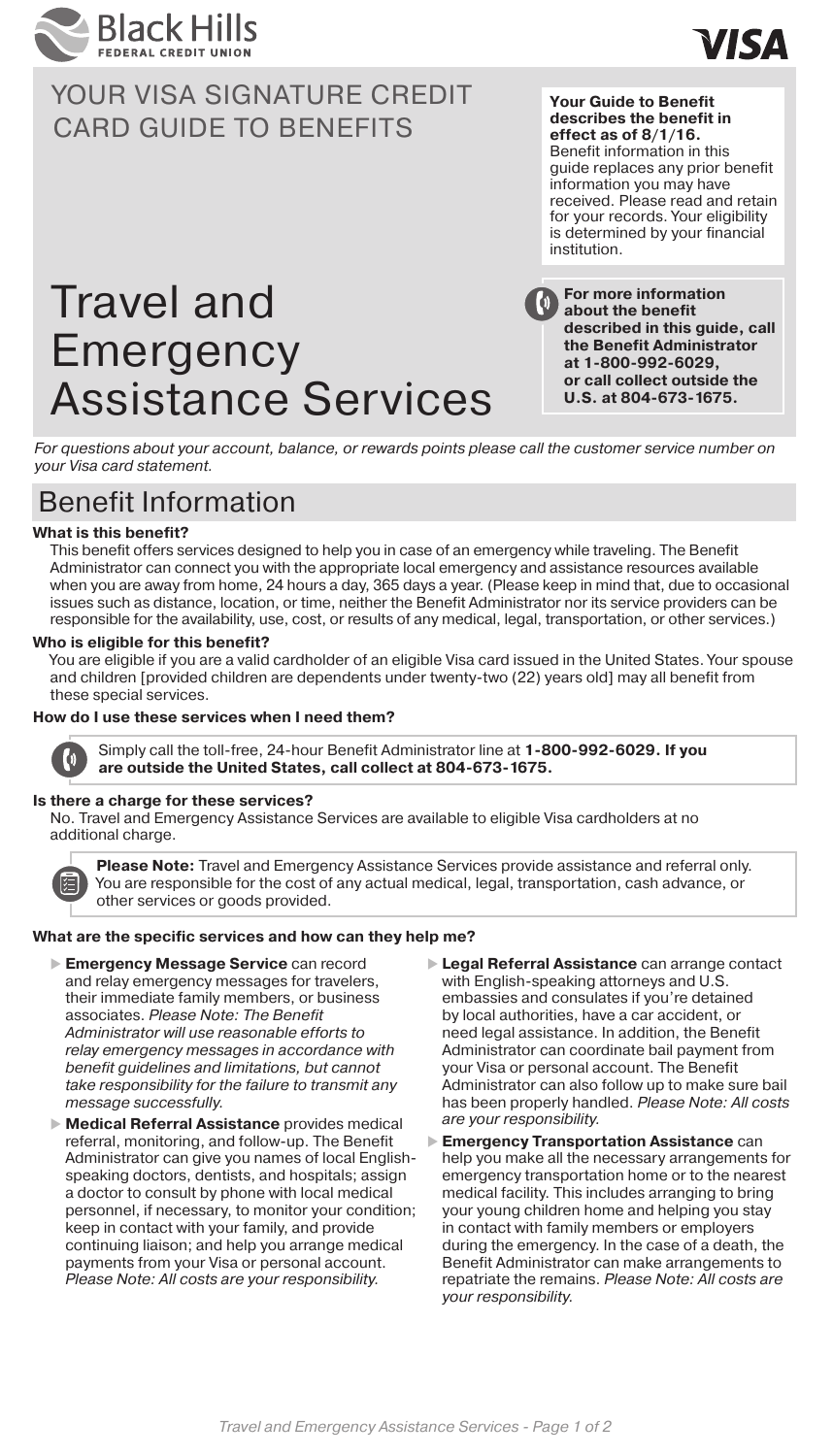Black Hills FEDERAL CREDIT UNION

VISA

# YOUR VISA SIGNATURE CREDIT CARD GUIDE TO BENEFITS

**Your Guide to Benefit describes the benefit in effect as of 8/1/16.** Benefit information in this guide replaces any prior benefit information you may have received. Please read and retain for your records. Your eligibility is determined by your financial institution.

# Travel and Emergency Assistance Services

**For more information about the benefit described in this guide, call the Benefit Administrator at 1-800-992-6029, or call collect outside the U.S. at 804-673-1675.**

*For questions about your account, balance, or rewards points please call the customer service number on your Visa card statement.*

## Benefit Information

**What is this benefit?**

This benefit offers services designed to help you in case of an emergency while traveling. The Benefit Administrator can connect you with the appropriate local emergency and assistance resources available when you are away from home, 24 hours a day, 365 days a year. (Please keep in mind that, due to occasional issues such as distance, location, or time, neither the Benefit Administrator nor its service providers can be responsible for the availability, use, cost, or results of any medical, legal, transportation, or other services.)

**Who is eligible for this benefit?**

You are eligible if you are a valid cardholder of an eligible Visa card issued in the United States. Your spouse and children [provided children are dependents under twenty-two (22) years old] may all benefit from these special services.

**How do I use these services when I need them?**

Simply call the toll-free, 24-hour Benefit Administrator line at **1-800-992-6029. If you are outside the United States, call collect at 804-673-1675.**

**Is there a charge for these services?**

No. Travel and Emergency Assistance Services are available to eligible Visa cardholders at no additional charge.

**Please Note:** Travel and Emergency Assistance Services provide assistance and referral only. You are responsible for the cost of any actual medical, legal, transportation, cash advance, or other services or goods provided.

**What are the specific services and how can they help me?**

- **Emergency Message Service** can record and relay emergency messages for travelers, their immediate family members, or business associates. *Please Note: The Benefit Administrator will use reasonable efforts to relay emergency messages in accordance with benefit guidelines and limitations, but cannot take responsibility for the failure to transmit any message successfully.*
- **Medical Referral Assistance** provides medical referral, monitoring, and follow-up. The Benefit Administrator can give you names of local English-speaking doctors, dentists, and hospitals; assign a doctor to consult by phone with local medical personnel, if necessary, to monitor your condition; keep in contact with your family, and provide continuing liaison; and help you arrange medical payments from your Visa or personal account. *Please Note: All costs are your responsibility.*
- **Legal Referral Assistance** can arrange contact with English-speaking attorneys and U.S. embassies and consulates if you're detained by local authorities, have a car accident, or need legal assistance. In addition, the Benefit Administrator can coordinate bail payment from your Visa or personal account. The Benefit Administrator can also follow up to make sure bail has been properly handled. *Please Note: All costs are your responsibility.*
- **Emergency Transportation Assistance** can help you make all the necessary arrangements for emergency transportation home or to the nearest medical facility. This includes arranging to bring your young children home and helping you stay in contact with family members or employers during the emergency. In the case of a death, the Benefit Administrator can make arrangements to repatriate the remains. *Please Note: All costs are your responsibility.*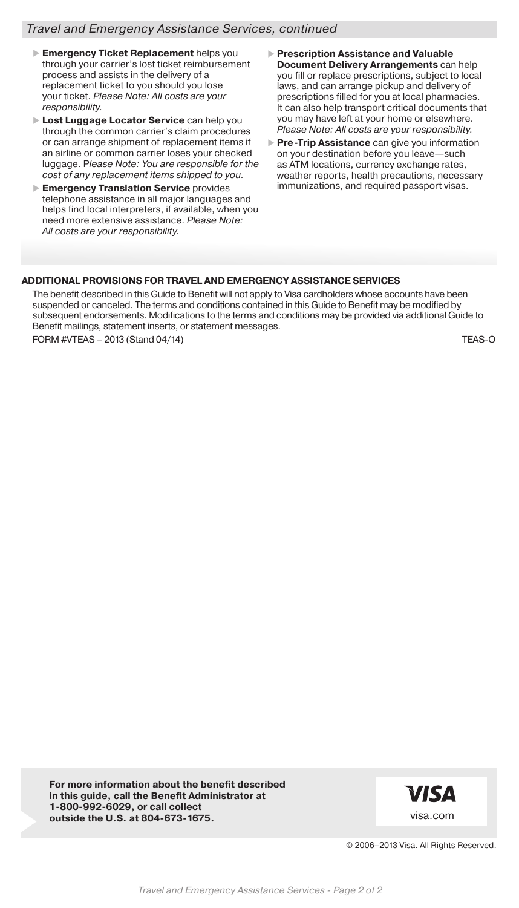*Travel and Emergency Assistance Services, continued*

- **Emergency Ticket Replacement** helps you through your carrier's lost ticket reimbursement process and assists in the delivery of a replacement ticket to you should you lose your ticket. *Please Note: All costs are your responsibility.*
- **Lost Luggage Locator Service** can help you through the common carrier's claim procedures or can arrange shipment of replacement items if an airline or common carrier loses your checked luggage. *Please Note: You are responsible for the cost of any replacement items shipped to you.*
- **Emergency Translation Service** provides telephone assistance in all major languages and helps find local interpreters, if available, when you need more extensive assistance. *Please Note: All costs are your responsibility.*
- **Prescription Assistance and Valuable Document Delivery Arrangements** can help you fill or replace prescriptions, subject to local laws, and can arrange pickup and delivery of prescriptions filled for you at local pharmacies. It can also help transport critical documents that you may have left at your home or elsewhere. *Please Note: All costs are your responsibility.*
- **Pre-Trip Assistance** can give you information on your destination before you leave—such as ATM locations, currency exchange rates, weather reports, health precautions, necessary immunizations, and required passport visas.

**ADDITIONAL PROVISIONS FOR TRAVEL AND EMERGENCY ASSISTANCE SERVICES**

The benefit described in this Guide to Benefit will not apply to Visa cardholders whose accounts have been suspended or canceled. The terms and conditions contained in this Guide to Benefit may be modified by subsequent endorsements. Modifications to the terms and conditions may be provided via additional Guide to Benefit mailings, statement inserts, or statement messages.

FORM #VTEAS – 2013 (Stand 04/14) TEAS-O

**For more information about the benefit described in this guide, call the Benefit Administrator at 1-800-992-6029, or call collect outside the U.S. at 804-673-1675.**

VISA

visa.com

© 2006–2013 Visa. All Rights Reserved.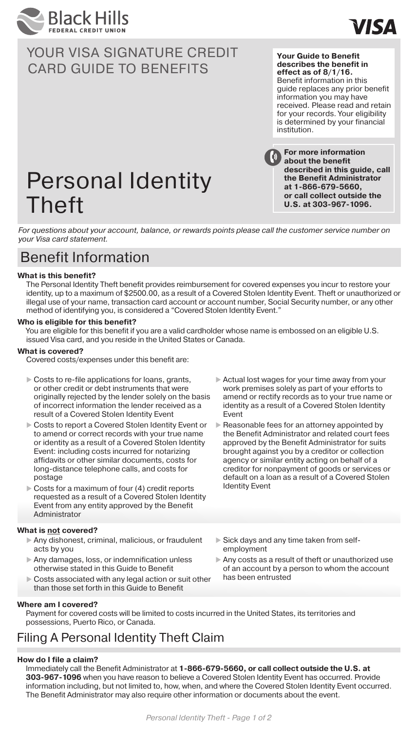Black Hills FEDERAL CREDIT UNION

VISA

# YOUR VISA SIGNATURE CREDIT CARD GUIDE TO BENEFITS

**Your Guide to Benefit describes the benefit in effect as of 8/1/16.** Benefit information in this guide replaces any prior benefit information you may have received. Please read and retain for your records. Your eligibility is determined by your financial institution.

# Personal Identity Theft

**For more information about the benefit described in this guide, call the Benefit Administrator at 1-866-679-5660, or call collect outside the U.S. at 303-967-1096.**

*For questions about your account, balance, or rewards points please call the customer service number on your Visa card statement.*

## Benefit Information

**What is this benefit?**

The Personal Identity Theft benefit provides reimbursement for covered expenses you incur to restore your identity, up to a maximum of $2500.00, as a result of a Covered Stolen Identity Event. Theft or unauthorized or illegal use of your name, transaction card account or account number, Social Security number, or any other method of identifying you, is considered a "Covered Stolen Identity Event."

**Who is eligible for this benefit?**

You are eligible for this benefit if you are a valid cardholder whose name is embossed on an eligible U.S. issued Visa card, and you reside in the United States or Canada.

**What is covered?**

Covered costs/expenses under this benefit are:

- Costs to re-file applications for loans, grants, or other credit or debt instruments that were originally rejected by the lender solely on the basis of incorrect information the lender received as a result of a Covered Stolen Identity Event
- Costs to report a Covered Stolen Identity Event or to amend or correct records with your true name or identity as a result of a Covered Stolen Identity Event: including costs incurred for notarizing affidavits or other similar documents, costs for long-distance telephone calls, and costs for postage
- Costs for a maximum of four (4) credit reports requested as a result of a Covered Stolen Identity Event from any entity approved by the Benefit Administrator
- Actual lost wages for your time away from your work premises solely as part of your efforts to amend or rectify records as to your true name or identity as a result of a Covered Stolen Identity Event
- Reasonable fees for an attorney appointed by the Benefit Administrator and related court fees approved by the Benefit Administrator for suits brought against you by a creditor or collection agency or similar entity acting on behalf of a creditor for nonpayment of goods or services or default on a loan as a result of a Covered Stolen Identity Event

**What is not covered?**

- Any dishonest, criminal, malicious, or fraudulent acts by you
- Any damages, loss, or indemnification unless otherwise stated in this Guide to Benefit
- Costs associated with any legal action or suit other than those set forth in this Guide to Benefit
- Sick days and any time taken from self-employment
- Any costs as a result of theft or unauthorized use of an account by a person to whom the account has been entrusted

**Where am I covered?**

Payment for covered costs will be limited to costs incurred in the United States, its territories and possessions, Puerto Rico, or Canada.

## Filing A Personal Identity Theft Claim

**How do I file a claim?**

Immediately call the Benefit Administrator at **1-866-679-5660, or call collect outside the U.S. at 303-967-1096** when you have reason to believe a Covered Stolen Identity Event has occurred. Provide information including, but not limited to, how, when, and where the Covered Stolen Identity Event occurred. The Benefit Administrator may also require other information or documents about the event.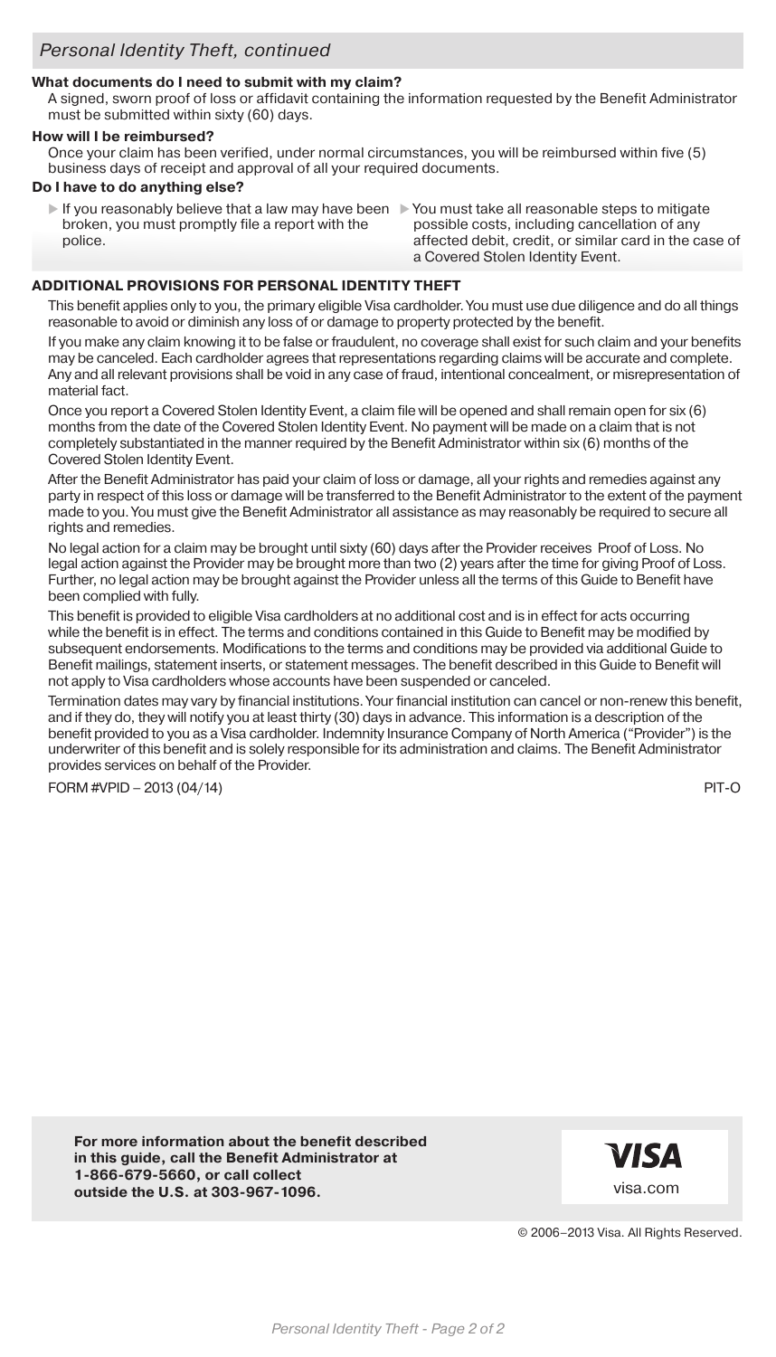## *Personal Identity Theft, continued*

**What documents do I need to submit with my claim?**

A signed, sworn proof of loss or affidavit containing the information requested by the Benefit Administrator must be submitted within sixty (60) days.

**How will I be reimbursed?**

Once your claim has been verified, under normal circumstances, you will be reimbursed within five (5) business days of receipt and approval of all your required documents.

**Do I have to do anything else?**

- If you reasonably believe that a law may have been broken, you must promptly file a report with the police.
- You must take all reasonable steps to mitigate possible costs, including cancellation of any affected debit, credit, or similar card in the case of a Covered Stolen Identity Event.

### ADDITIONAL PROVISIONS FOR PERSONAL IDENTITY THEFT

This benefit applies only to you, the primary eligible Visa cardholder. You must use due diligence and do all things reasonable to avoid or diminish any loss of or damage to property protected by the benefit.

If you make any claim knowing it to be false or fraudulent, no coverage shall exist for such claim and your benefits may be canceled. Each cardholder agrees that representations regarding claims will be accurate and complete. Any and all relevant provisions shall be void in any case of fraud, intentional concealment, or misrepresentation of material fact.

Once you report a Covered Stolen Identity Event, a claim file will be opened and shall remain open for six (6) months from the date of the Covered Stolen Identity Event. No payment will be made on a claim that is not completely substantiated in the manner required by the Benefit Administrator within six (6) months of the Covered Stolen Identity Event.

After the Benefit Administrator has paid your claim of loss or damage, all your rights and remedies against any party in respect of this loss or damage will be transferred to the Benefit Administrator to the extent of the payment made to you. You must give the Benefit Administrator all assistance as may reasonably be required to secure all rights and remedies.

No legal action for a claim may be brought until sixty (60) days after the Provider receives Proof of Loss. No legal action against the Provider may be brought more than two (2) years after the time for giving Proof of Loss. Further, no legal action may be brought against the Provider unless all the terms of this Guide to Benefit have been complied with fully.

This benefit is provided to eligible Visa cardholders at no additional cost and is in effect for acts occurring while the benefit is in effect. The terms and conditions contained in this Guide to Benefit may be modified by subsequent endorsements. Modifications to the terms and conditions may be provided via additional Guide to Benefit mailings, statement inserts, or statement messages. The benefit described in this Guide to Benefit will not apply to Visa cardholders whose accounts have been suspended or canceled.

Termination dates may vary by financial institutions. Your financial institution can cancel or non-renew this benefit, and if they do, they will notify you at least thirty (30) days in advance. This information is a description of the benefit provided to you as a Visa cardholder. Indemnity Insurance Company of North America ("Provider") is the underwriter of this benefit and is solely responsible for its administration and claims. The Benefit Administrator provides services on behalf of the Provider.

FORM #VPID – 2013 (04/14) PIT-O

**For more information about the benefit described in this guide, call the Benefit Administrator at 1-866-679-5660, or call collect outside the U.S. at 303-967-1096.**

VISA
visa.com

© 2006–2013 Visa. All Rights Reserved.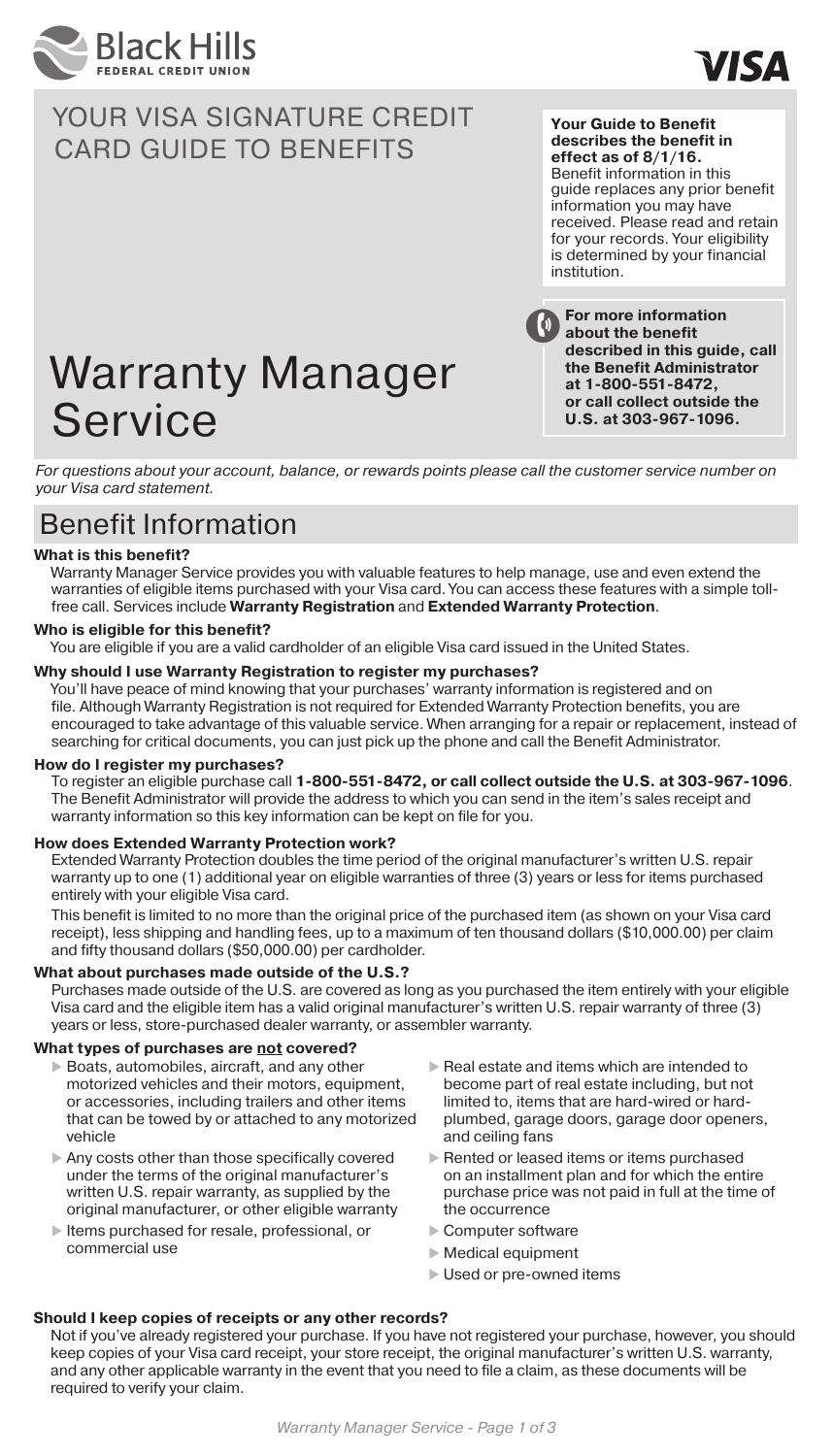Black Hills FEDERAL CREDIT UNION

VISA

# YOUR VISA SIGNATURE CREDIT CARD GUIDE TO BENEFITS

**Your Guide to Benefit describes the benefit in effect as of 8/1/16.** Benefit information in this guide replaces any prior benefit information you may have received. Please read and retain for your records. Your eligibility is determined by your financial institution.

**For more information about the benefit described in this guide, call the Benefit Administrator at 1-800-551-8472, or call collect outside the U.S. at 303-967-1096.**

# Warranty Manager Service

*For questions about your account, balance, or rewards points please call the customer service number on your Visa card statement.*

## Benefit Information

**What is this benefit?**

Warranty Manager Service provides you with valuable features to help manage, use and even extend the warranties of eligible items purchased with your Visa card. You can access these features with a simple toll-free call. Services include **Warranty Registration** and **Extended Warranty Protection**.

**Who is eligible for this benefit?**

You are eligible if you are a valid cardholder of an eligible Visa card issued in the United States.

**Why should I use Warranty Registration to register my purchases?**

You'll have peace of mind knowing that your purchases' warranty information is registered and on file. Although Warranty Registration is not required for Extended Warranty Protection benefits, you are encouraged to take advantage of this valuable service. When arranging for a repair or replacement, instead of searching for critical documents, you can just pick up the phone and call the Benefit Administrator.

**How do I register my purchases?**

To register an eligible purchase call **1-800-551-8472, or call collect outside the U.S. at 303-967-1096**. The Benefit Administrator will provide the address to which you can send in the item's sales receipt and warranty information so this key information can be kept on file for you.

**How does Extended Warranty Protection work?**

Extended Warranty Protection doubles the time period of the original manufacturer's written U.S. repair warranty up to one (1) additional year on eligible warranties of three (3) years or less for items purchased entirely with your eligible Visa card.

This benefit is limited to no more than the original price of the purchased item (as shown on your Visa card receipt), less shipping and handling fees, up to a maximum of ten thousand dollars ($10,000.00) per claim and fifty thousand dollars ($50,000.00) per cardholder.

**What about purchases made outside of the U.S.?**

Purchases made outside of the U.S. are covered as long as you purchased the item entirely with your eligible Visa card and the eligible item has a valid original manufacturer's written U.S. repair warranty of three (3) years or less, store-purchased dealer warranty, or assembler warranty.

**What types of purchases are <u>not</u> covered?**

- Boats, automobiles, aircraft, and any other motorized vehicles and their motors, equipment, or accessories, including trailers and other items that can be towed by or attached to any motorized vehicle
- Any costs other than those specifically covered under the terms of the original manufacturer's written U.S. repair warranty, as supplied by the original manufacturer, or other eligible warranty
- Items purchased for resale, professional, or commercial use
- Real estate and items which are intended to become part of real estate including, but not limited to, items that are hard-wired or hard-plumbed, garage doors, garage door openers, and ceiling fans
- Rented or leased items or items purchased on an installment plan and for which the entire purchase price was not paid in full at the time of the occurrence
- Computer software
- Medical equipment
- Used or pre-owned items

**Should I keep copies of receipts or any other records?**

Not if you've already registered your purchase. If you have not registered your purchase, however, you should keep copies of your Visa card receipt, your store receipt, the original manufacturer's written U.S. warranty, and any other applicable warranty in the event that you need to file a claim, as these documents will be required to verify your claim.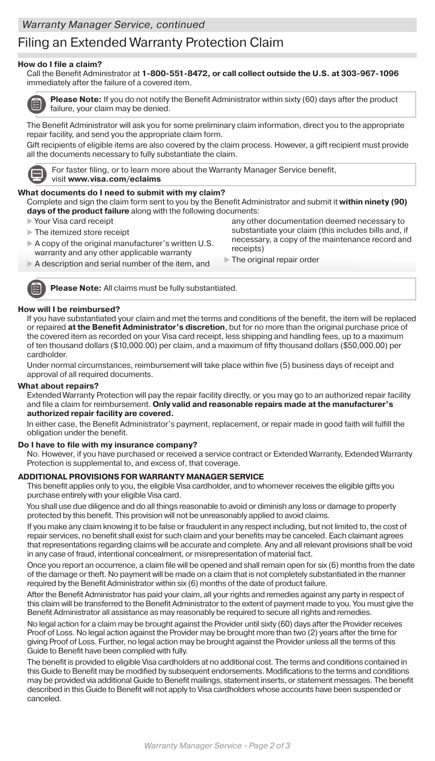*Warranty Manager Service, continued*

# Filing an Extended Warranty Protection Claim

### How do I file a claim?

Call the Benefit Administrator at **1-800-551-8472, or call collect outside the U.S. at 303-967-1096** immediately after the failure of a covered item.

> **Please Note:** If you do not notify the Benefit Administrator within sixty (60) days after the product failure, your claim may be denied.

The Benefit Administrator will ask you for some preliminary claim information, direct you to the appropriate repair facility, and send you the appropriate claim form.

Gift recipients of eligible items are also covered by the claim process. However, a gift recipient must provide all the documents necessary to fully substantiate the claim.

> For faster filing, or to learn more about the Warranty Manager Service benefit, visit **www.visa.com/eclaims**

### What documents do I need to submit with my claim?

Complete and sign the claim form sent to you by the Benefit Administrator and submit it **within ninety (90) days of the product failure** along with the following documents:

- Your Visa card receipt
- The itemized store receipt
- A copy of the original manufacturer's written U.S. warranty and any other applicable warranty
- A description and serial number of the item, and any other documentation deemed necessary to substantiate your claim (this includes bills and, if necessary, a copy of the maintenance record and receipts)
- The original repair order

> **Please Note:** All claims must be fully substantiated.

### How will I be reimbursed?

If you have substantiated your claim and met the terms and conditions of the benefit, the item will be replaced or repaired **at the Benefit Administrator's discretion**, but for no more than the original purchase price of the covered item as recorded on your Visa card receipt, less shipping and handling fees, up to a maximum of ten thousand dollars ($10,000.00) per claim, and a maximum of fifty thousand dollars ($50,000.00) per cardholder.

Under normal circumstances, reimbursement will take place within five (5) business days of receipt and approval of all required documents.

### What about repairs?

Extended Warranty Protection will pay the repair facility directly, or you may go to an authorized repair facility and file a claim for reimbursement. **Only valid and reasonable repairs made at the manufacturer's authorized repair facility are covered.**

In either case, the Benefit Administrator's payment, replacement, or repair made in good faith will fulfill the obligation under the benefit.

### Do I have to file with my insurance company?

No. However, if you have purchased or received a service contract or Extended Warranty, Extended Warranty Protection is supplemental to, and excess of, that coverage.

### ADDITIONAL PROVISIONS FOR WARRANTY MANAGER SERVICE

This benefit applies only to you, the eligible Visa cardholder, and to whomever receives the eligible gifts you purchase entirely with your eligible Visa card.

You shall use due diligence and do all things reasonable to avoid or diminish any loss or damage to property protected by this benefit. This provision will not be unreasonably applied to avoid claims.

If you make any claim knowing it to be false or fraudulent in any respect including, but not limited to, the cost of repair services, no benefit shall exist for such claim and your benefits may be canceled. Each claimant agrees that representations regarding claims will be accurate and complete. Any and all relevant provisions shall be void in any case of fraud, intentional concealment, or misrepresentation of material fact.

Once you report an occurrence, a claim file will be opened and shall remain open for six (6) months from the date of the damage or theft. No payment will be made on a claim that is not completely substantiated in the manner required by the Benefit Administrator within six (6) months of the date of product failure.

After the Benefit Administrator has paid your claim, all your rights and remedies against any party in respect of this claim will be transferred to the Benefit Administrator to the extent of payment made to you. You must give the Benefit Administrator all assistance as may reasonably be required to secure all rights and remedies.

No legal action for a claim may be brought against the Provider until sixty (60) days after the Provider receives Proof of Loss. No legal action against the Provider may be brought more than two (2) years after the time for giving Proof of Loss. Further, no legal action may be brought against the Provider unless all the terms of this Guide to Benefit have been complied with fully.

The benefit is provided to eligible Visa cardholders at no additional cost. The terms and conditions contained in this Guide to Benefit may be modified by subsequent endorsements. Modifications to the terms and conditions may be provided via additional Guide to Benefit mailings, statement inserts, or statement messages. The benefit described in this Guide to Benefit will not apply to Visa cardholders whose accounts have been suspended or canceled.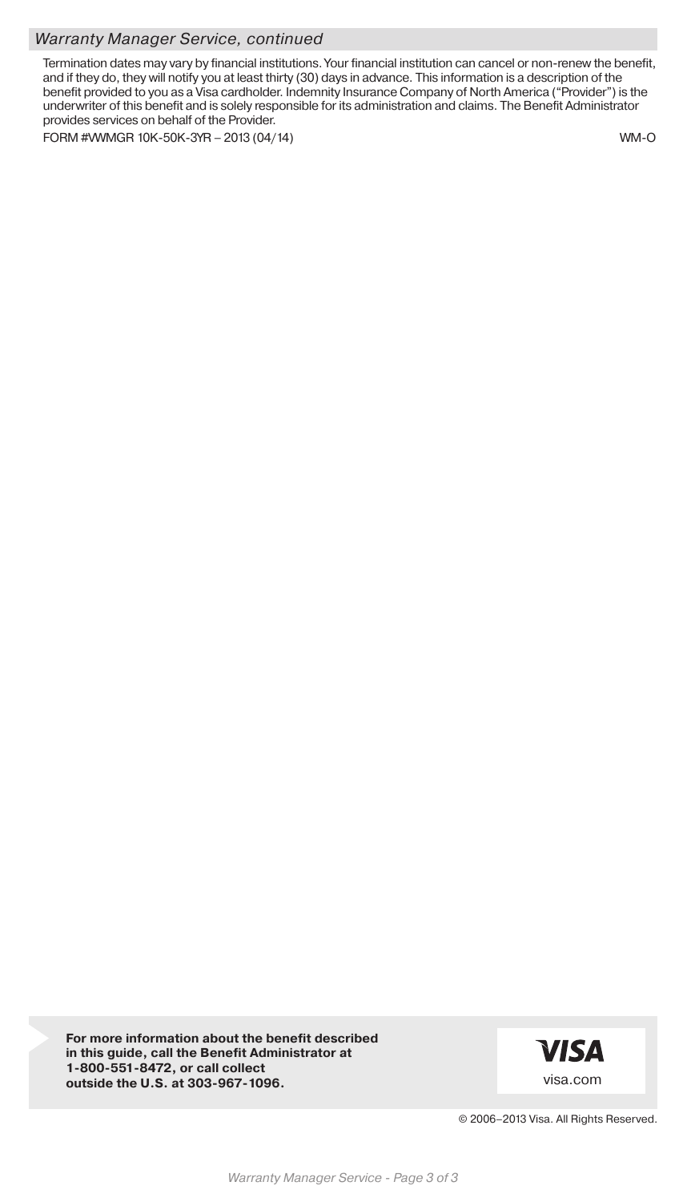## Warranty Manager Service, continued

Termination dates may vary by financial institutions. Your financial institution can cancel or non-renew the benefit, and if they do, they will notify you at least thirty (30) days in advance. This information is a description of the benefit provided to you as a Visa cardholder. Indemnity Insurance Company of North America ("Provider") is the underwriter of this benefit and is solely responsible for its administration and claims. The Benefit Administrator provides services on behalf of the Provider.

FORM #VWMGR 10K-50K-3YR – 2013 (04/14) WM-O

**For more information about the benefit described in this guide, call the Benefit Administrator at 1-800-551-8472, or call collect outside the U.S. at 303-967-1096.**

VISA

visa.com

© 2006–2013 Visa. All Rights Reserved.